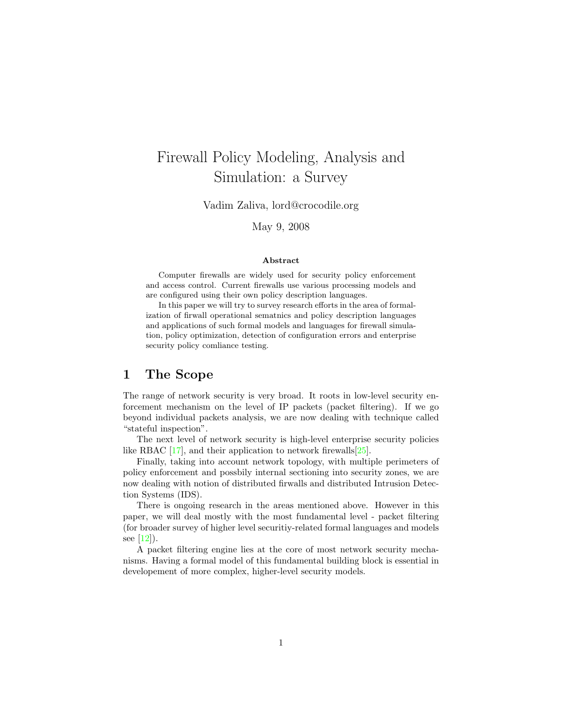# Firewall Policy Modeling, Analysis and Simulation: a Survey

Vadim Zaliva, lord@crocodile.org

May 9, 2008

**Abstract**

Computer firewalls are widely used for security policy enforcement and access control. Current firewalls use various processing models and are configured using their own policy description languages.

In this paper we will try to survey research efforts in the area of formalization of firwall operational sematnics and policy description languages and applications of such formal models and languages for firewall simulation, policy optimization, detection of configuration errors and enterprise security policy comliance testing.

## 1 The Scope

The range of network security is very broad. It roots in low-level security enforcement mechanism on the level of IP packets (packet filtering). If we go beyond individual packets analysis, we are now dealing with technique called "stateful inspection".

The next level of network security is high-level enterprise security policies like RBAC [17], and their application to network firewalls[25].

Finally, taking into account network topology, with multiple perimeters of policy enforcement and possbily internal sectioning into security zones, we are now dealing with notion of distributed firwalls and distributed Intrusion Detection Systems (IDS).

There is ongoing research in the areas mentioned above. However in this paper, we will deal mostly with the most fundamental level - packet filtering (for broader survey of higher level securitiy-related formal languages and models see [12]).

A packet filtering engine lies at the core of most network security mechanisms. Having a formal model of this fundamental building block is essential in developement of more complex, higher-level security models.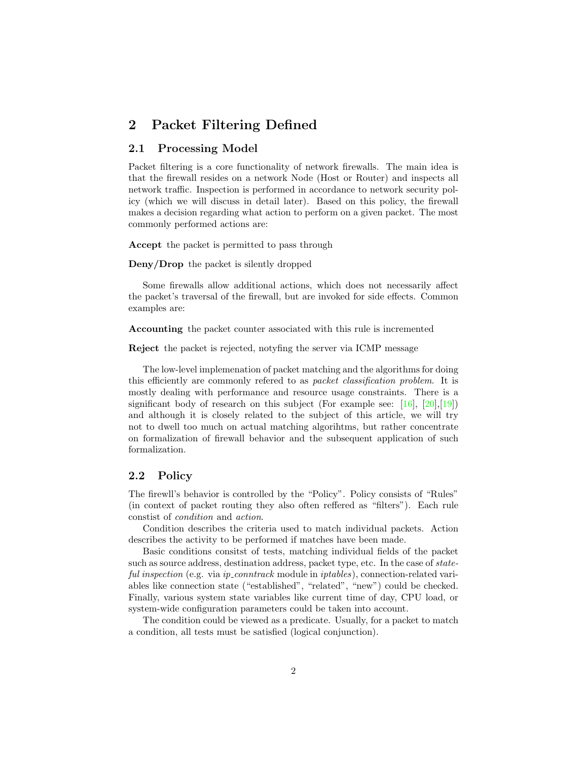## 2 Packet Filtering Defined

### 2.1 Processing Model

Packet filtering is a core functionality of network firewalls. The main idea is that the firewall resides on a network Node (Host or Router) and inspects all network traffic. Inspection is performed in accordance to network security policy (which we will discuss in detail later). Based on this policy, the firewall makes a decision regarding what action to perform on a given packet. The most commonly performed actions are:

**Accept** the packet is permitted to pass through

**Deny/Drop** the packet is silently dropped

Some firewalls allow additional actions, which does not necessarily affect the packet's traversal of the firewall, but are invoked for side effects. Common examples are:

**Accounting** the packet counter associated with this rule is incremented

**Reject** the packet is rejected, notyfing the server via ICMP message

The low-level implemenation of packet matching and the algorithms for doing this efficiently are commonly refered to as *packet classification problem*. It is mostly dealing with performance and resource usage constraints. There is a significant body of research on this subject (For example see: [16], [20],[19]) and although it is closely related to the subject of this article, we will try not to dwell too much on actual matching algorihtms, but rather concentrate on formalization of firewall behavior and the subsequent application of such formalization.

### 2.2 Policy

The firewll's behavior is controlled by the "Policy". Policy consists of "Rules" (in context of packet routing they also often reffered as "filters"). Each rule constist of *condition* and *action*.

Condition describes the criteria used to match individual packets. Action describes the activity to be performed if matches have been made.

Basic conditions consitst of tests, matching individual fields of the packet such as source address, destination address, packet type, etc. In the case of *stateful inspection* (e.g. via *ip_conntrack* module in *iptables*), connection-related variables like connection state ("established", "related", "new") could be checked. Finally, various system state variables like current time of day, CPU load, or system-wide configuration parameters could be taken into account.

The condition could be viewed as a predicate. Usually, for a packet to match a condition, all tests must be satisfied (logical conjunction).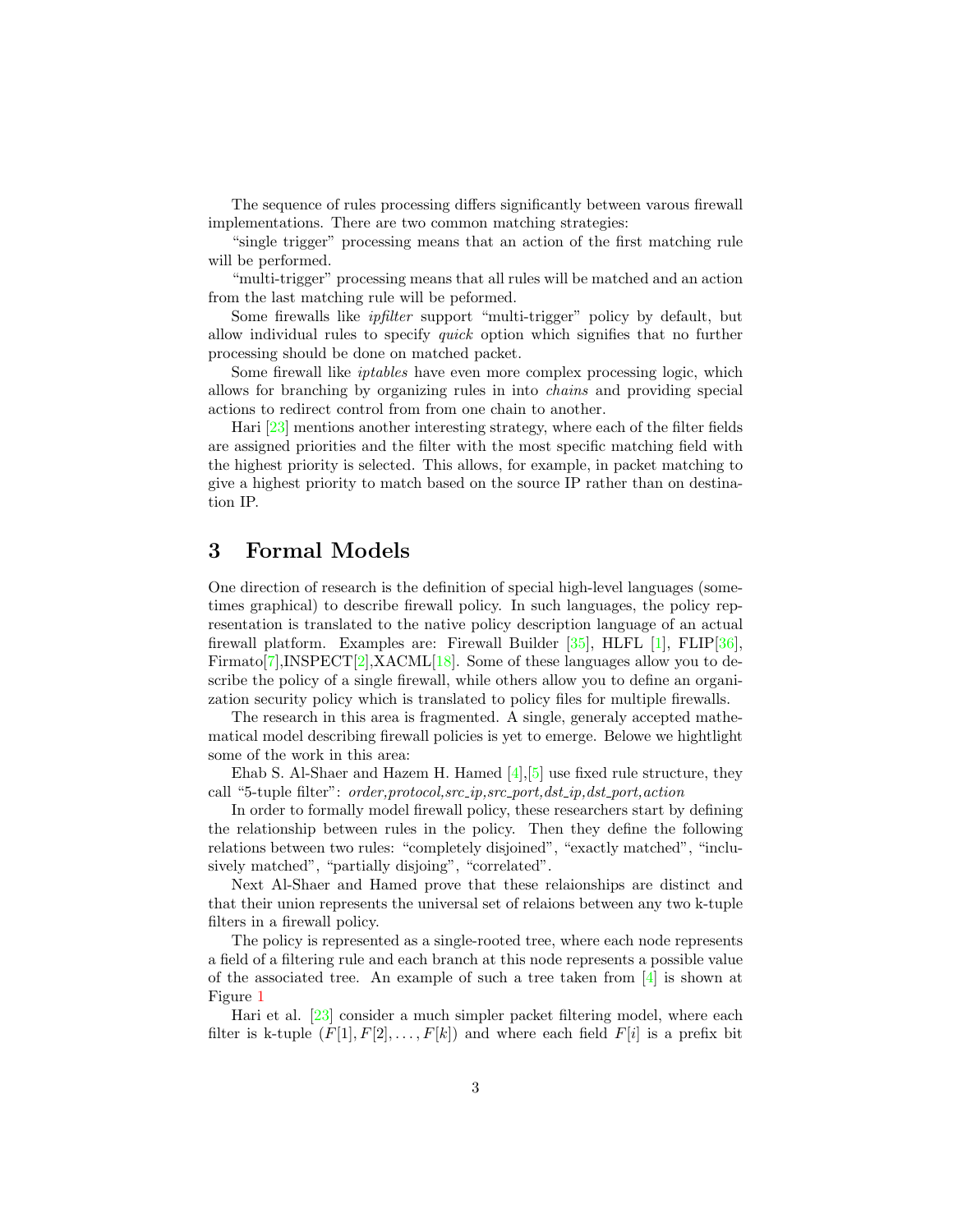The sequence of rules processing differs significantly between varous firewall implementations. There are two common matching strategies:

"single trigger" processing means that an action of the first matching rule will be performed.

"multi-trigger" processing means that all rules will be matched and an action from the last matching rule will be peformed.

Some firewalls like *ipfilter* support "multi-trigger" policy by default, but allow individual rules to specify *quick* option which signifies that no further processing should be done on matched packet.

Some firewall like *iptables* have even more complex processing logic, which allows for branching by organizing rules in into *chains* and providing special actions to redirect control from from one chain to another.

Hari [23] mentions another interesting strategy, where each of the filter fields are assigned priorities and the filter with the most specific matching field with the highest priority is selected. This allows, for example, in packet matching to give a highest priority to match based on the source IP rather than on destination IP.

# 3 Formal Models

One direction of research is the definition of special high-level languages (sometimes graphical) to describe firewall policy. In such languages, the policy representation is translated to the native policy description language of an actual firewall platform. Examples are: Firewall Builder [35], HLFL [1], FLIP[36], Firmato[7],INSPECT[2],XACML[18]. Some of these languages allow you to describe the policy of a single firewall, while others allow you to define an organization security policy which is translated to policy files for multiple firewalls.

The research in this area is fragmented. A single, generaly accepted mathematical model describing firewall policies is yet to emerge. Belowe we hightlight some of the work in this area:

Ehab S. Al-Shaer and Hazem H. Hamed [4],[5] use fixed rule structure, they call "5-tuple filter": *order,protocol,src_ip,src_port,dst_ip,dst_port,action*

In order to formally model firewall policy, these researchers start by defining the relationship between rules in the policy. Then they define the following relations between two rules: "completely disjoined", "exactly matched", "inclusively matched", "partially disjoing", "correlated".

Next Al-Shaer and Hamed prove that these relaionships are distinct and that their union represents the universal set of relaions between any two k-tuple filters in a firewall policy.

The policy is represented as a single-rooted tree, where each node represents a field of a filtering rule and each branch at this node represents a possible value of the associated tree. An example of such a tree taken from [4] is shown at Figure 1

Hari et al. [23] consider a much simpler packet filtering model, where each filter is k-tuple $(F[1], F[2], \ldots, F[k])$ and where each field $F[i]$ is a prefix bit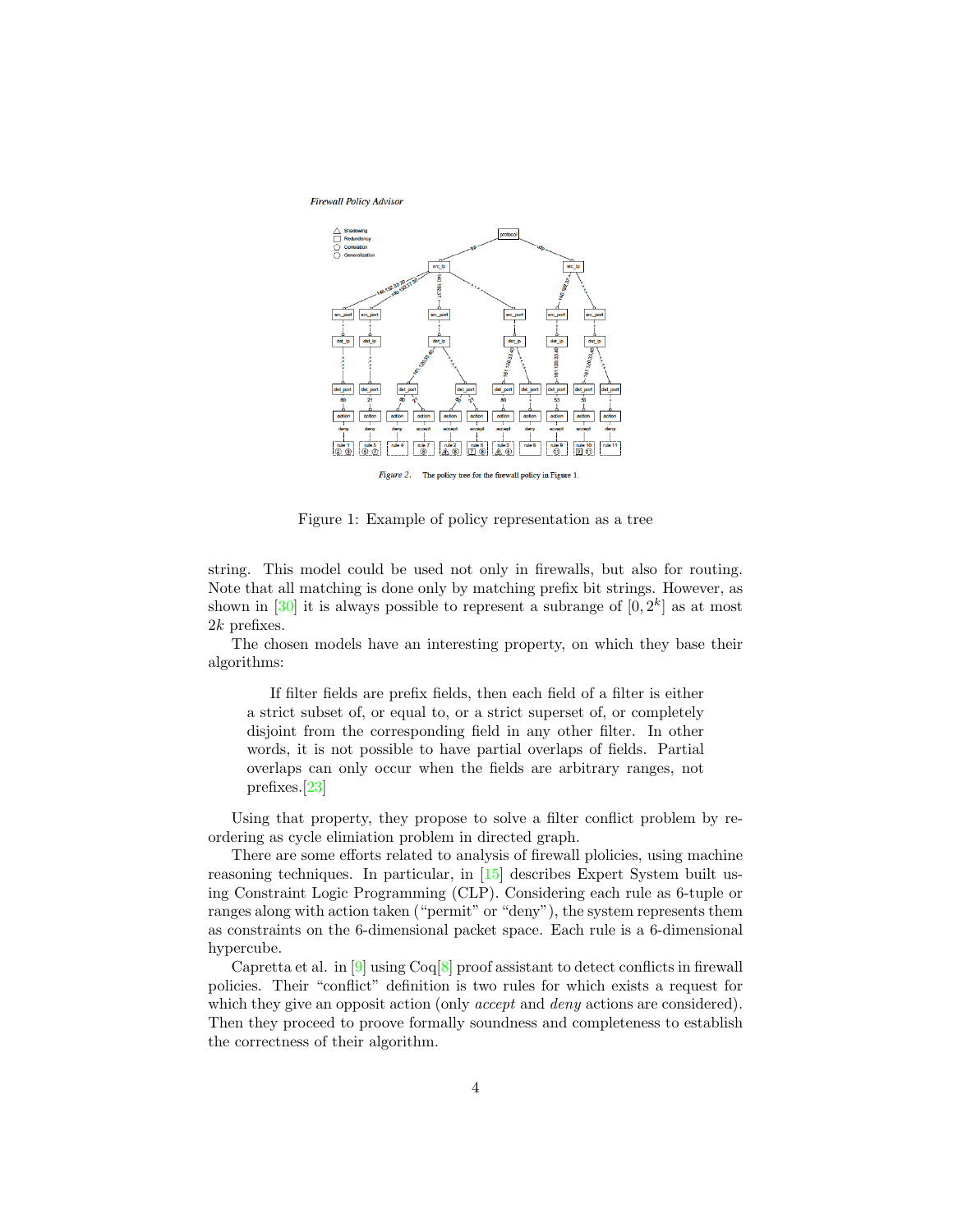Figure 1: Example of policy representation as a tree

string. This model could be used not only in firewalls, but also for routing. Note that all matching is done only by matching prefix bit strings. However, as shown in [30] it is always possible to represent a subrange of $[0, 2^k]$ as at most $2k$ prefixes.

The chosen models have an interesting property, on which they base their algorithms:

> If filter fields are prefix fields, then each field of a filter is either a strict subset of, or equal to, or a strict superset of, or completely disjoint from the corresponding field in any other filter. In other words, it is not possible to have partial overlaps of fields. Partial overlaps can only occur when the fields are arbitrary ranges, not prefixes.[23]

Using that property, they propose to solve a filter conflict problem by reordering as cycle elimiation problem in directed graph.

There are some efforts related to analysis of firewall plolicies, using machine reasoning techniques. In particular, in [15] describes Expert System built using Constraint Logic Programming (CLP). Considering each rule as 6-tuple or ranges along with action taken ("permit" or "deny"), the system represents them as constraints on the 6-dimensional packet space. Each rule is a 6-dimensional hypercube.

Capretta et al. in [9] using Coq[8] proof assistant to detect conflicts in firewall policies. Their "conflict" definition is two rules for which exists a request for which they give an opposit action (only *accept* and *deny* actions are considered). Then they proceed to proove formally soundness and completeness to establish the correctness of their algorithm.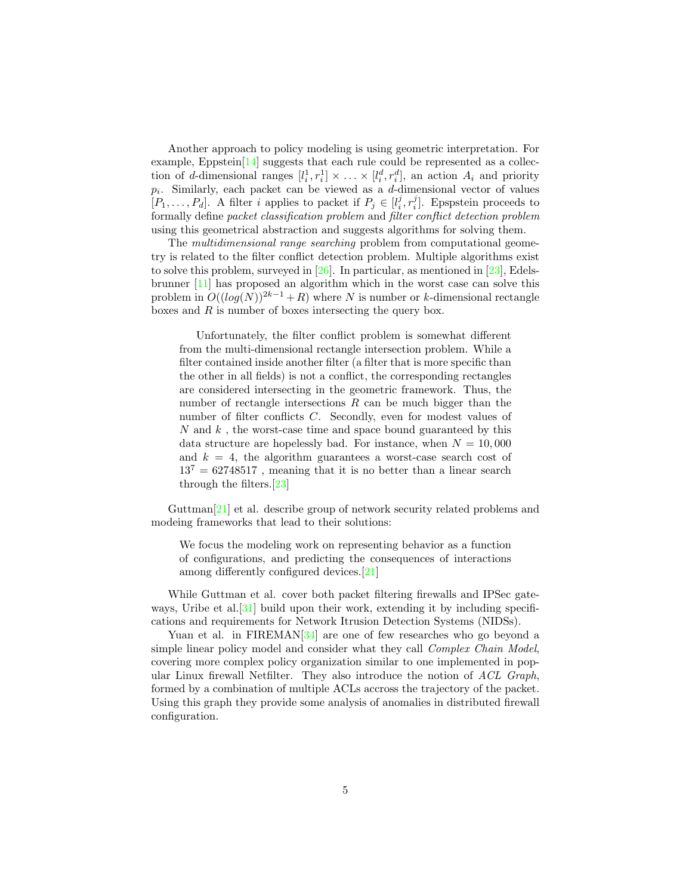Another approach to policy modeling is using geometric interpretation. For example, Eppstein[14] suggests that each rule could be represented as a collection of $d$-dimensional ranges $[l_i^1, r_i^1] \times \ldots \times [l_i^d, r_i^d]$, an action $A_i$ and priority $p_i$. Similarly, each packet can be viewed as a $d$-dimensional vector of values $[P_1, \ldots, P_d]$. A filter $i$ applies to packet if $P_j \in [l_i^j, r_i^j]$. Epspstein proceeds to formally define *packet classification problem* and *filter conflict detection problem* using this geometrical abstraction and suggests algorithms for solving them.

The *multidimensional range searching* problem from computational geometry is related to the filter conflict detection problem. Multiple algorithms exist to solve this problem, surveyed in [26]. In particular, as mentioned in [23], Edelsbrunner [11] has proposed an algorithm which in the worst case can solve this problem in $O((log(N))^{2k-1} + R)$ where $N$ is number or $k$-dimensional rectangle boxes and $R$ is number of boxes intersecting the query box.

> Unfortunately, the filter conflict problem is somewhat different from the multi-dimensional rectangle intersection problem. While a filter contained inside another filter (a filter that is more specific than the other in all fields) is not a conflict, the corresponding rectangles are considered intersecting in the geometric framework. Thus, the number of rectangle intersections $R$ can be much bigger than the number of filter conflicts $C$. Secondly, even for modest values of $N$ and $k$ , the worst-case time and space bound guaranteed by this data structure are hopelessly bad. For instance, when $N = 10,000$ and $k = 4$, the algorithm guarantees a worst-case search cost of $13^7 = 62748517$ , meaning that it is no better than a linear search through the filters.[23]

Guttman[21] et al. describe group of network security related problems and modeing frameworks that lead to their solutions:

> We focus the modeling work on representing behavior as a function of configurations, and predicting the consequences of interactions among differently configured devices.[21]

While Guttman et al. cover both packet filtering firewalls and IPSec gateways, Uribe et al.[31] build upon their work, extending it by including specifications and requirements for Network Itrusion Detection Systems (NIDSs).

Yuan et al. in FIREMAN[34] are one of few researches who go beyond a simple linear policy model and consider what they call *Complex Chain Model*, covering more complex policy organization similar to one implemented in popular Linux firewall Netfilter. They also introduce the notion of *ACL Graph*, formed by a combination of multiple ACLs accross the trajectory of the packet. Using this graph they provide some analysis of anomalies in distributed firewall configuration.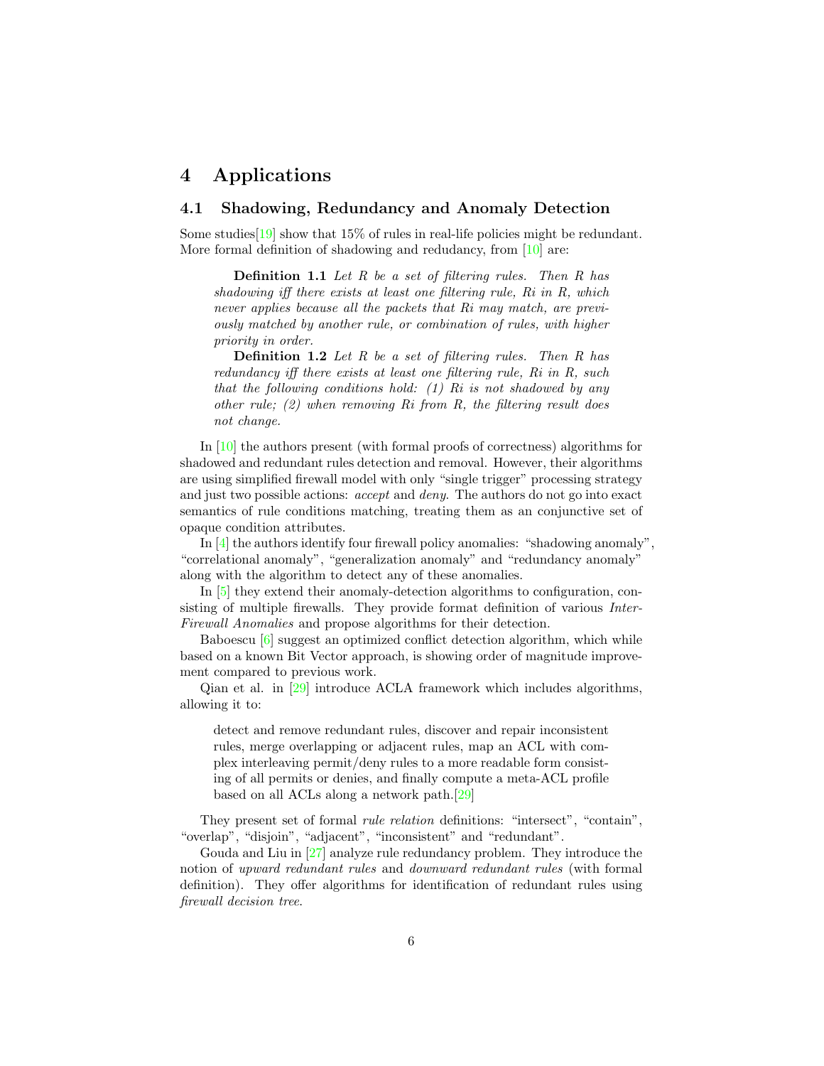# 4 Applications

## 4.1 Shadowing, Redundancy and Anomaly Detection

Some studies[19] show that 15% of rules in real-life policies might be redundant. More formal definition of shadowing and redudancy, from [10] are:

> **Definition 1.1** *Let R be a set of filtering rules. Then R has shadowing iff there exists at least one filtering rule, Ri in R, which never applies because all the packets that Ri may match, are previously matched by another rule, or combination of rules, with higher priority in order.*
>
> **Definition 1.2** *Let R be a set of filtering rules. Then R has redundancy iff there exists at least one filtering rule, Ri in R, such that the following conditions hold: (1) Ri is not shadowed by any other rule; (2) when removing Ri from R, the filtering result does not change.*

In [10] the authors present (with formal proofs of correctness) algorithms for shadowed and redundant rules detection and removal. However, their algorithms are using simplified firewall model with only "single trigger" processing strategy and just two possible actions: *accept* and *deny*. The authors do not go into exact semantics of rule conditions matching, treating them as an conjunctive set of opaque condition attributes.

In [4] the authors identify four firewall policy anomalies: "shadowing anomaly", "correlational anomaly", "generalization anomaly" and "redundancy anomaly" along with the algorithm to detect any of these anomalies.

In [5] they extend their anomaly-detection algorithms to configuration, consisting of multiple firewalls. They provide format definition of various *Inter-Firewall Anomalies* and propose algorithms for their detection.

Baboescu [6] suggest an optimized conflict detection algorithm, which while based on a known Bit Vector approach, is showing order of magnitude improvement compared to previous work.

Qian et al. in [29] introduce ACLA framework which includes algorithms, allowing it to:

> detect and remove redundant rules, discover and repair inconsistent rules, merge overlapping or adjacent rules, map an ACL with complex interleaving permit/deny rules to a more readable form consisting of all permits or denies, and finally compute a meta-ACL profile based on all ACLs along a network path.[29]

They present set of formal *rule relation* definitions: "intersect", "contain", "overlap", "disjoin", "adjacent", "inconsistent" and "redundant".

Gouda and Liu in [27] analyze rule redundancy problem. They introduce the notion of *upward redundant rules* and *downward redundant rules* (with formal definition). They offer algorithms for identification of redundant rules using *firewall decision tree*.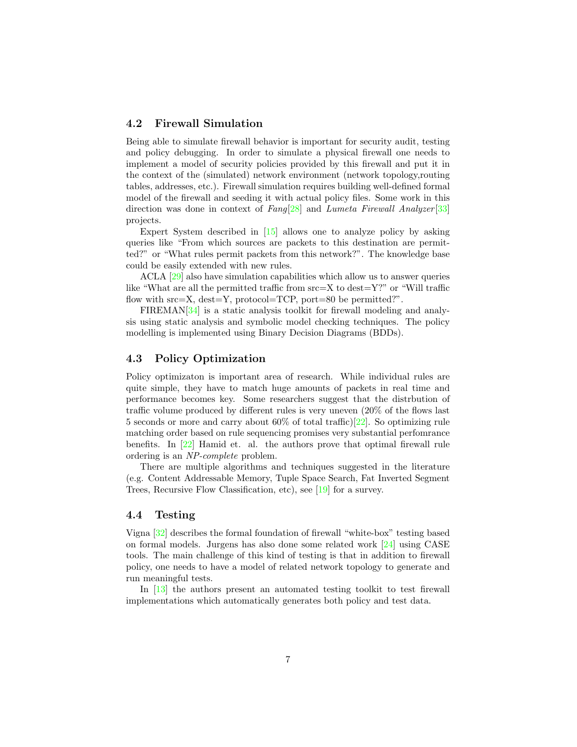## 4.2 Firewall Simulation

Being able to simulate firewall behavior is important for security audit, testing and policy debugging. In order to simulate a physical firewall one needs to implement a model of security policies provided by this firewall and put it in the context of the (simulated) network environment (network topology,routing tables, addresses, etc.). Firewall simulation requires building well-defined formal model of the firewall and seeding it with actual policy files. Some work in this direction was done in context of *Fang*[28] and *Lumeta Firewall Analyzer*[33] projects.

Expert System described in [15] allows one to analyze policy by asking queries like "From which sources are packets to this destination are permitted?" or "What rules permit packets from this network?". The knowledge base could be easily extended with new rules.

ACLA [29] also have simulation capabilities which allow us to answer queries like "What are all the permitted traffic from src=X to dest=Y?" or "Will traffic flow with src=X, dest=Y, protocol=TCP, port=80 be permitted?".

FIREMAN[34] is a static analysis toolkit for firewall modeling and analysis using static analysis and symbolic model checking techniques. The policy modelling is implemented using Binary Decision Diagrams (BDDs).

## 4.3 Policy Optimization

Policy optimizaton is important area of research. While individual rules are quite simple, they have to match huge amounts of packets in real time and performance becomes key. Some researchers suggest that the distrbution of traffic volume produced by different rules is very uneven (20% of the flows last 5 seconds or more and carry about 60% of total traffic)[22]. So optimizing rule matching order based on rule sequencing promises very substantial perfomrance benefits. In [22] Hamid et. al. the authors prove that optimal firewall rule ordering is an *NP-complete* problem.

There are multiple algorithms and techniques suggested in the literature (e.g. Content Addressable Memory, Tuple Space Search, Fat Inverted Segment Trees, Recursive Flow Classification, etc), see [19] for a survey.

## 4.4 Testing

Vigna [32] describes the formal foundation of firewall "white-box" testing based on formal models. Jurgens has also done some related work [24] using CASE tools. The main challenge of this kind of testing is that in addition to firewall policy, one needs to have a model of related network topology to generate and run meaningful tests.

In [13] the authors present an automated testing toolkit to test firewall implementations which automatically generates both policy and test data.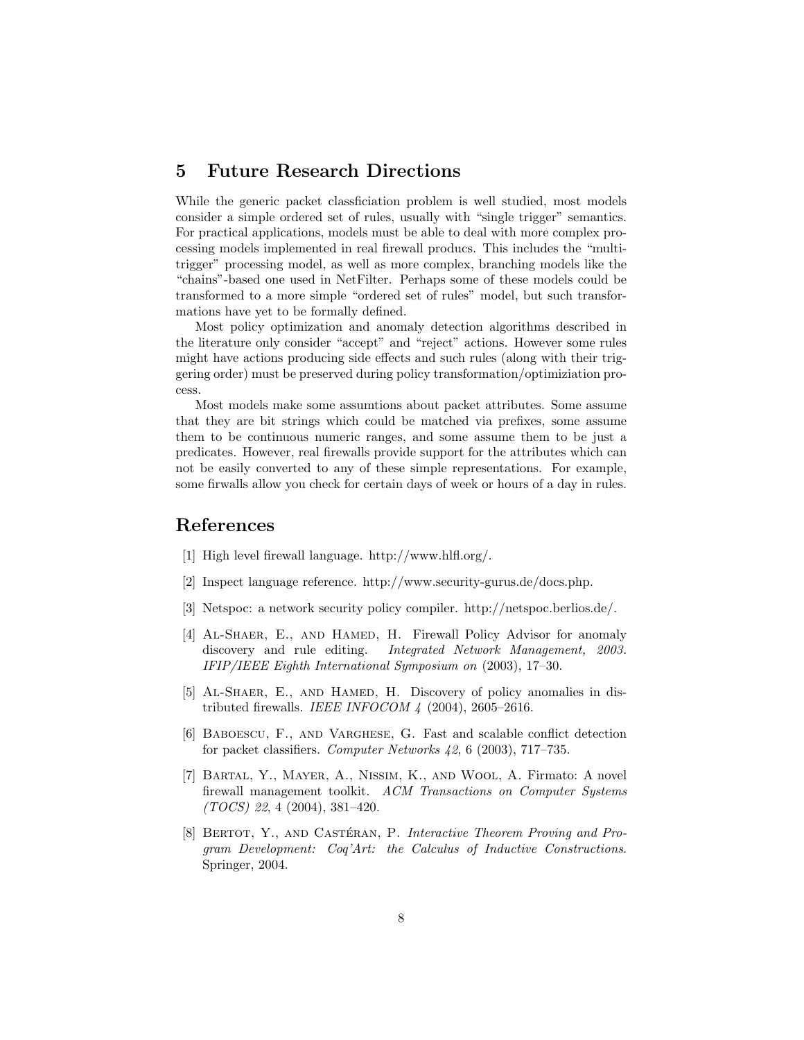## 5 Future Research Directions

While the generic packet classficiation problem is well studied, most models consider a simple ordered set of rules, usually with "single trigger" semantics. For practical applications, models must be able to deal with more complex processing models implemented in real firewall producs. This includes the "multi-trigger" processing model, as well as more complex, branching models like the "chains"-based one used in NetFilter. Perhaps some of these models could be transformed to a more simple "ordered set of rules" model, but such transformations have yet to be formally defined.

Most policy optimization and anomaly detection algorithms described in the literature only consider "accept" and "reject" actions. However some rules might have actions producing side effects and such rules (along with their triggering order) must be preserved during policy transformation/optimiziation process.

Most models make some assumtions about packet attributes. Some assume that they are bit strings which could be matched via prefixes, some assume them to be continuous numeric ranges, and some assume them to be just a predicates. However, real firewalls provide support for the attributes which can not be easily converted to any of these simple representations. For example, some firwalls allow you check for certain days of week or hours of a day in rules.

## References

[1] High level firewall language. http://www.hlfl.org/.

[2] Inspect language reference. http://www.security-gurus.de/docs.php.

[3] Netspoc: a network security policy compiler. http://netspoc.berlios.de/.

[4] Al-Shaer, E., and Hamed, H. Firewall Policy Advisor for anomaly discovery and rule editing. *Integrated Network Management, 2003. IFIP/IEEE Eighth International Symposium on* (2003), 17–30.

[5] Al-Shaer, E., and Hamed, H. Discovery of policy anomalies in distributed firewalls. *IEEE INFOCOM 4* (2004), 2605–2616.

[6] Baboescu, F., and Varghese, G. Fast and scalable conflict detection for packet classifiers. *Computer Networks 42*, 6 (2003), 717–735.

[7] Bartal, Y., Mayer, A., Nissim, K., and Wool, A. Firmato: A novel firewall management toolkit. *ACM Transactions on Computer Systems (TOCS) 22*, 4 (2004), 381–420.

[8] Bertot, Y., and Castéran, P. *Interactive Theorem Proving and Program Development: Coq'Art: the Calculus of Inductive Constructions*. Springer, 2004.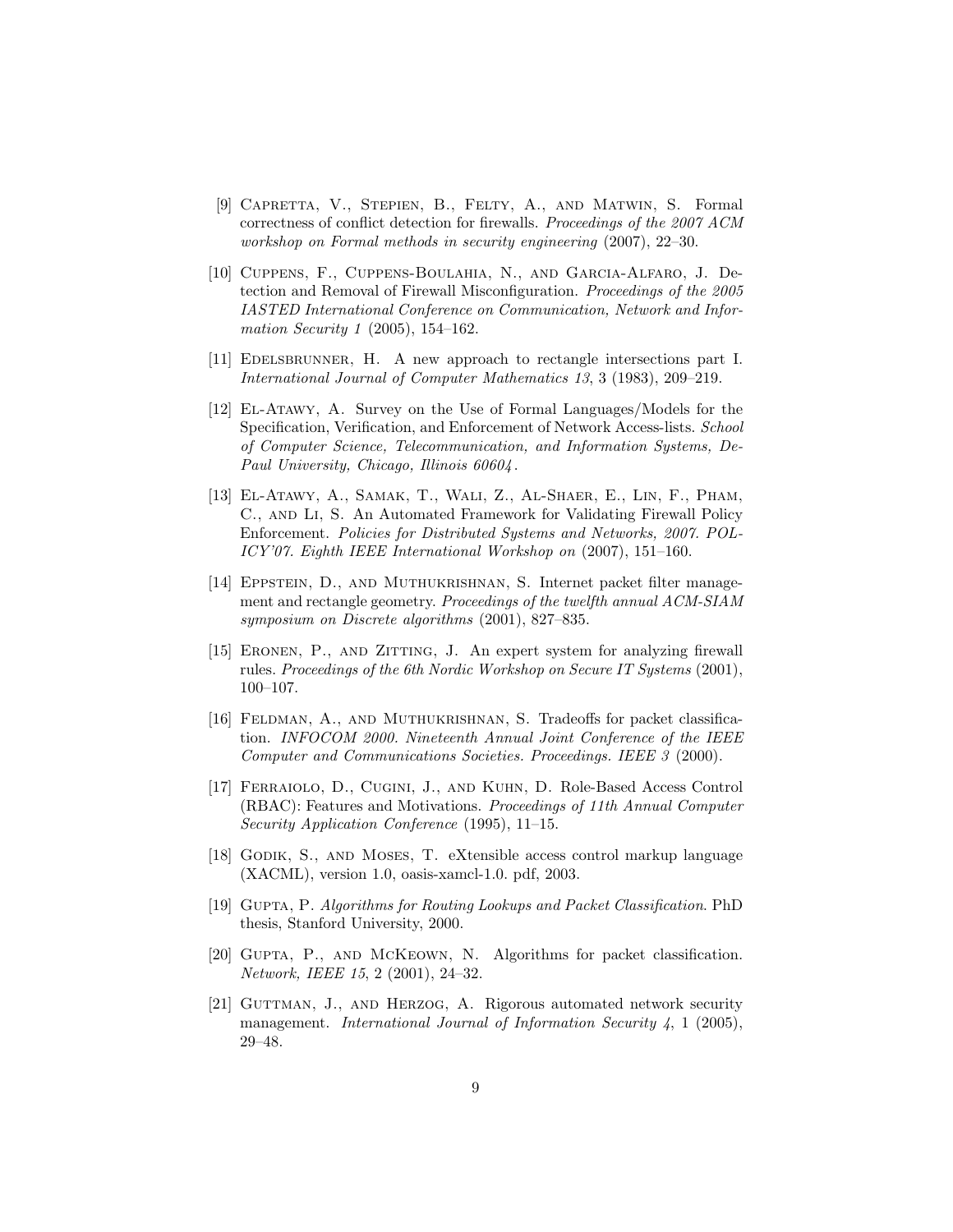[9] Capretta, V., Stepien, B., Felty, A., and Matwin, S. Formal correctness of conflict detection for firewalls. *Proceedings of the 2007 ACM workshop on Formal methods in security engineering* (2007), 22–30.

[10] Cuppens, F., Cuppens-Boulahia, N., and Garcia-Alfaro, J. Detection and Removal of Firewall Misconfiguration. *Proceedings of the 2005 IASTED International Conference on Communication, Network and Information Security 1* (2005), 154–162.

[11] Edelsbrunner, H. A new approach to rectangle intersections part I. *International Journal of Computer Mathematics 13*, 3 (1983), 209–219.

[12] El-Atawy, A. Survey on the Use of Formal Languages/Models for the Specification, Verification, and Enforcement of Network Access-lists. *School of Computer Science, Telecommunication, and Information Systems, DePaul University, Chicago, Illinois 60604*.

[13] El-Atawy, A., Samak, T., Wali, Z., Al-Shaer, E., Lin, F., Pham, C., and Li, S. An Automated Framework for Validating Firewall Policy Enforcement. *Policies for Distributed Systems and Networks, 2007. POLICY'07. Eighth IEEE International Workshop on* (2007), 151–160.

[14] Eppstein, D., and Muthukrishnan, S. Internet packet filter management and rectangle geometry. *Proceedings of the twelfth annual ACM-SIAM symposium on Discrete algorithms* (2001), 827–835.

[15] Eronen, P., and Zitting, J. An expert system for analyzing firewall rules. *Proceedings of the 6th Nordic Workshop on Secure IT Systems* (2001), 100–107.

[16] Feldman, A., and Muthukrishnan, S. Tradeoffs for packet classification. *INFOCOM 2000. Nineteenth Annual Joint Conference of the IEEE Computer and Communications Societies. Proceedings. IEEE 3* (2000).

[17] Ferraiolo, D., Cugini, J., and Kuhn, D. Role-Based Access Control (RBAC): Features and Motivations. *Proceedings of 11th Annual Computer Security Application Conference* (1995), 11–15.

[18] Godik, S., and Moses, T. eXtensible access control markup language (XACML), version 1.0, oasis-xamcl-1.0. pdf, 2003.

[19] Gupta, P. *Algorithms for Routing Lookups and Packet Classification*. PhD thesis, Stanford University, 2000.

[20] Gupta, P., and McKeown, N. Algorithms for packet classification. *Network, IEEE 15*, 2 (2001), 24–32.

[21] Guttman, J., and Herzog, A. Rigorous automated network security management. *International Journal of Information Security 4*, 1 (2005), 29–48.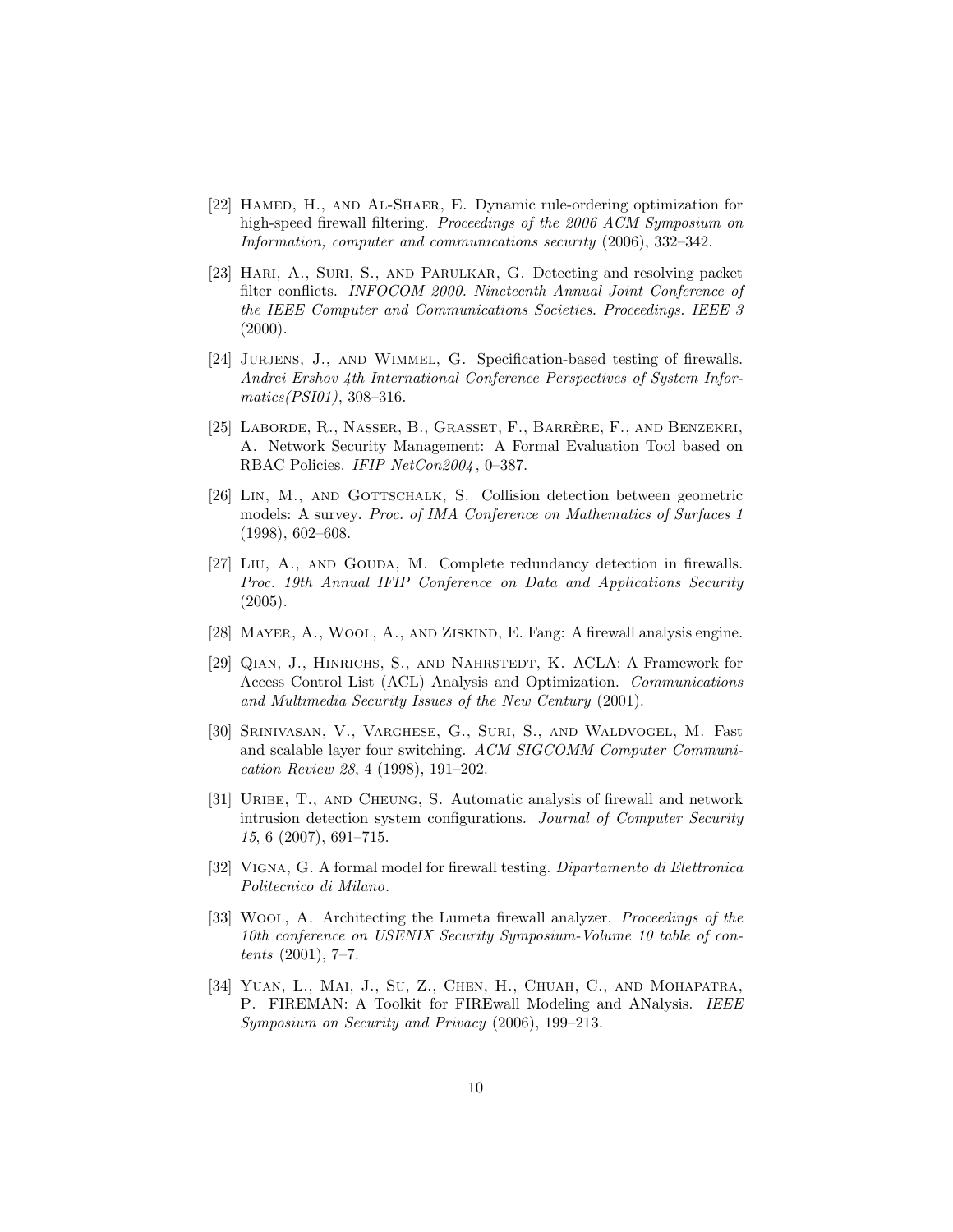[22] Hamed, H., and Al-Shaer, E. Dynamic rule-ordering optimization for high-speed firewall filtering. *Proceedings of the 2006 ACM Symposium on Information, computer and communications security* (2006), 332–342.

[23] Hari, A., Suri, S., and Parulkar, G. Detecting and resolving packet filter conflicts. *INFOCOM 2000. Nineteenth Annual Joint Conference of the IEEE Computer and Communications Societies. Proceedings. IEEE 3* (2000).

[24] Jurjens, J., and Wimmel, G. Specification-based testing of firewalls. *Andrei Ershov 4th International Conference Perspectives of System Informatics(PSI01)*, 308–316.

[25] Laborde, R., Nasser, B., Grasset, F., Barrère, F., and Benzekri, A. Network Security Management: A Formal Evaluation Tool based on RBAC Policies. *IFIP NetCon2004*, 0–387.

[26] Lin, M., and Gottschalk, S. Collision detection between geometric models: A survey. *Proc. of IMA Conference on Mathematics of Surfaces 1* (1998), 602–608.

[27] Liu, A., and Gouda, M. Complete redundancy detection in firewalls. *Proc. 19th Annual IFIP Conference on Data and Applications Security* (2005).

[28] Mayer, A., Wool, A., and Ziskind, E. Fang: A firewall analysis engine.

[29] Qian, J., Hinrichs, S., and Nahrstedt, K. ACLA: A Framework for Access Control List (ACL) Analysis and Optimization. *Communications and Multimedia Security Issues of the New Century* (2001).

[30] Srinivasan, V., Varghese, G., Suri, S., and Waldvogel, M. Fast and scalable layer four switching. *ACM SIGCOMM Computer Communication Review 28*, 4 (1998), 191–202.

[31] Uribe, T., and Cheung, S. Automatic analysis of firewall and network intrusion detection system configurations. *Journal of Computer Security 15*, 6 (2007), 691–715.

[32] Vigna, G. A formal model for firewall testing. *Dipartamento di Elettronica Politecnico di Milano*.

[33] Wool, A. Architecting the Lumeta firewall analyzer. *Proceedings of the 10th conference on USENIX Security Symposium-Volume 10 table of contents* (2001), 7–7.

[34] Yuan, L., Mai, J., Su, Z., Chen, H., Chuah, C., and Mohapatra, P. FIREMAN: A Toolkit for FIREwall Modeling and ANalysis. *IEEE Symposium on Security and Privacy* (2006), 199–213.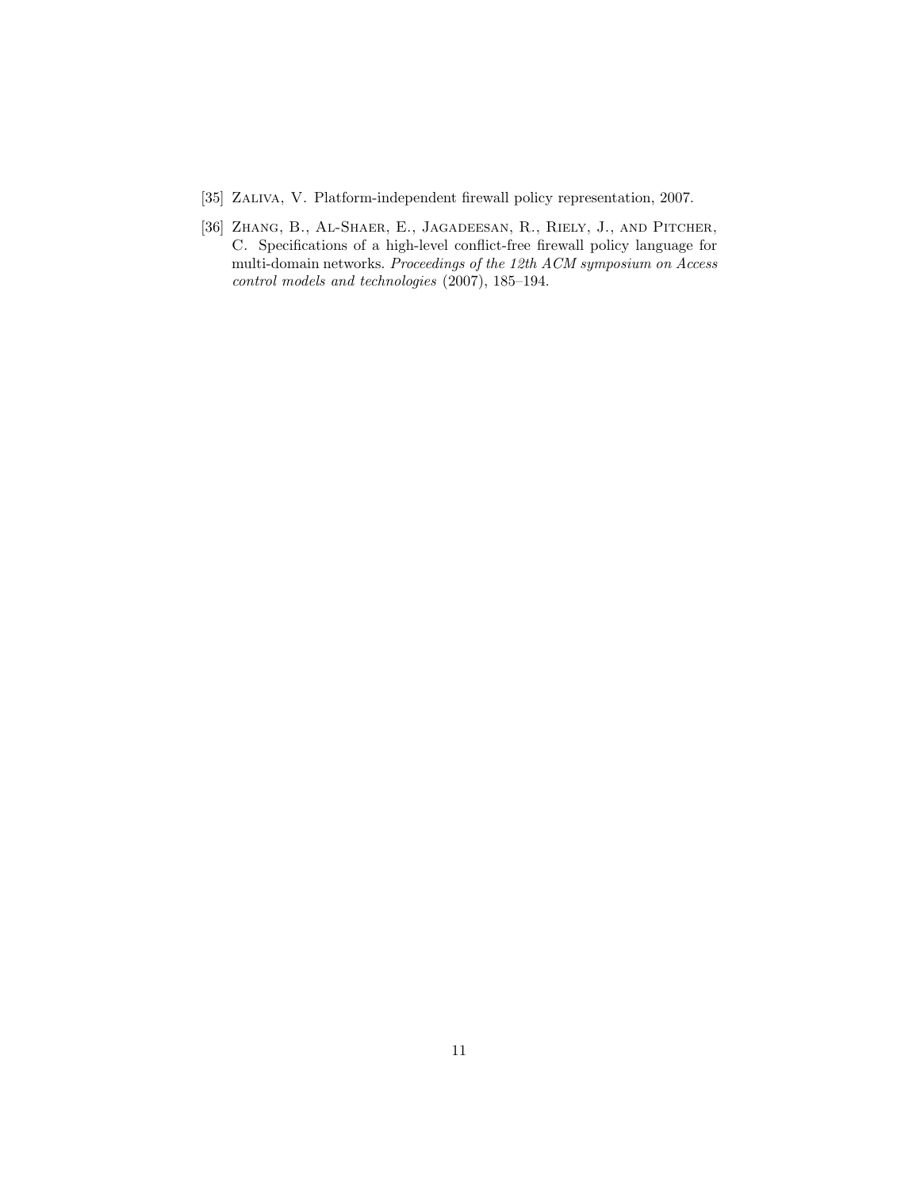[35] Zaliva, V. Platform-independent firewall policy representation, 2007.

[36] Zhang, B., Al-Shaer, E., Jagadeesan, R., Riely, J., and Pitcher, C. Specifications of a high-level conflict-free firewall policy language for multi-domain networks. *Proceedings of the 12th ACM symposium on Access control models and technologies* (2007), 185–194.